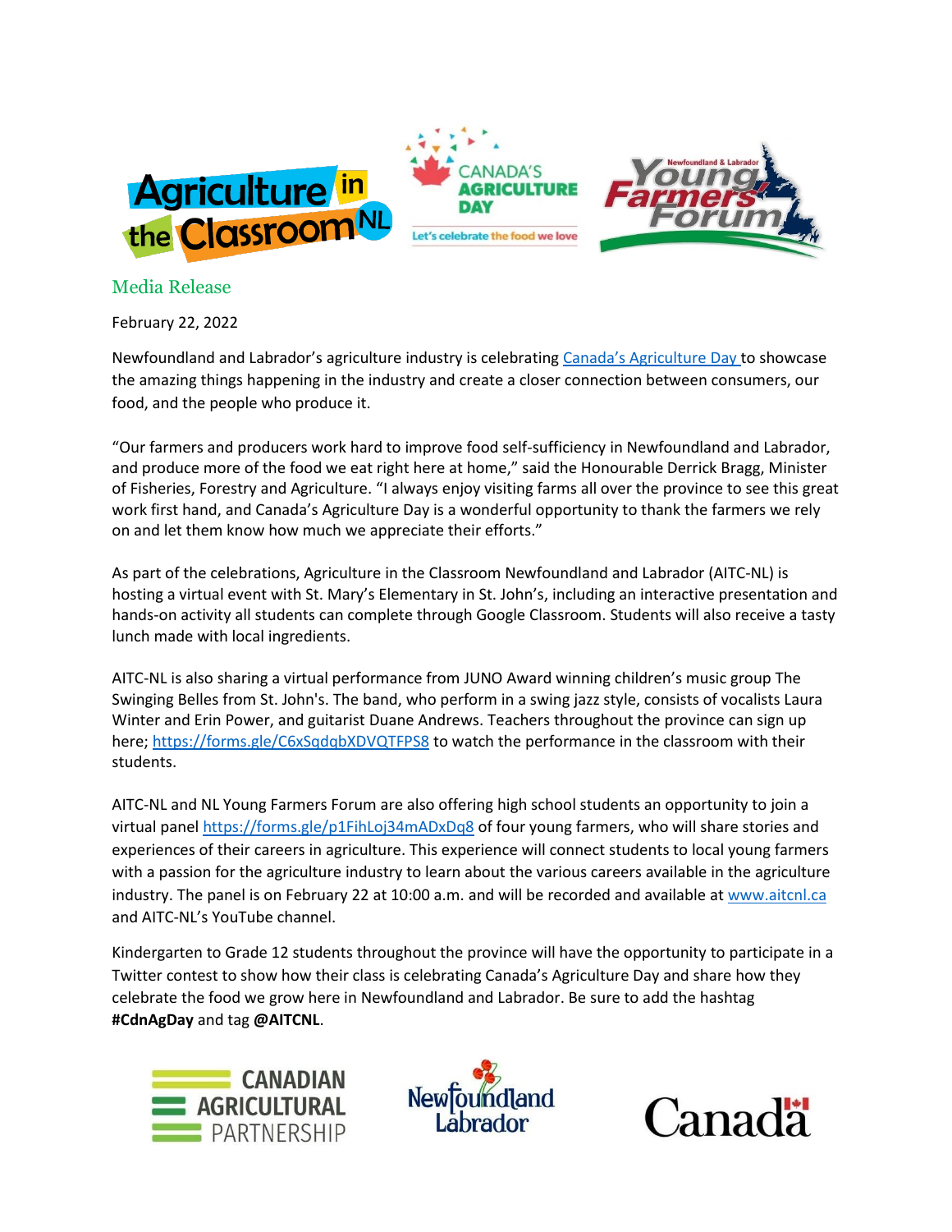Media Release

February 22, 2022

Newfoundland and Labrador's agriculture industry is celebrating Canada's Agriculture Day to showcase the amazing things happening in the industry and create a closer connection between consumers, our food, and the people who produce it.

"Our farmers and producers work hard to improve food self-sufficiency in Newfoundland and Labrador, and produce more of the food we eat right here at home," said the Honourable Derrick Bragg, Minister of Fisheries, Forestry and Agriculture. "I always enjoy visiting farms all over the province to see this great work first hand, and Canada's Agriculture Day is a wonderful opportunity to thank the farmers we rely on and let them know how much we appreciate their efforts."

As part of the celebrations, Agriculture in the Classroom Newfoundland and Labrador (AITC-NL) is hosting a virtual event with St. Mary's Elementary in St. John's, including an interactive presentation and hands-on activity all students can complete through Google Classroom. Students will also receive a tasty lunch made with local ingredients.

AITC-NL is also sharing a virtual performance from JUNO Award winning children's music group The Swinging Belles from St. John's. The band, who perform in a swing jazz style, consists of vocalists Laura Winter and Erin Power, and guitarist Duane Andrews. Teachers throughout the province can sign up here; https://forms.gle/C6xSqdqbXDVQTFPS8 to watch the performance in the classroom with their students.

AITC-NL and NL Young Farmers Forum are also offering high school students an opportunity to join a virtual panel https://forms.gle/p1FihLoj34mADxDq8 of four young farmers, who will share stories and experiences of their careers in agriculture. This experience will connect students to local young farmers with a passion for the agriculture industry to learn about the various careers available in the agriculture industry. The panel is on February 22 at 10:00 a.m. and will be recorded and available at www.aitcnl.ca and AITC-NL's YouTube channel.

Kindergarten to Grade 12 students throughout the province will have the opportunity to participate in a Twitter contest to show how their class is celebrating Canada's Agriculture Day and share how they celebrate the food we grow here in Newfoundland and Labrador. Be sure to add the hashtag **#CdnAgDay** and tag **@AITCNL**.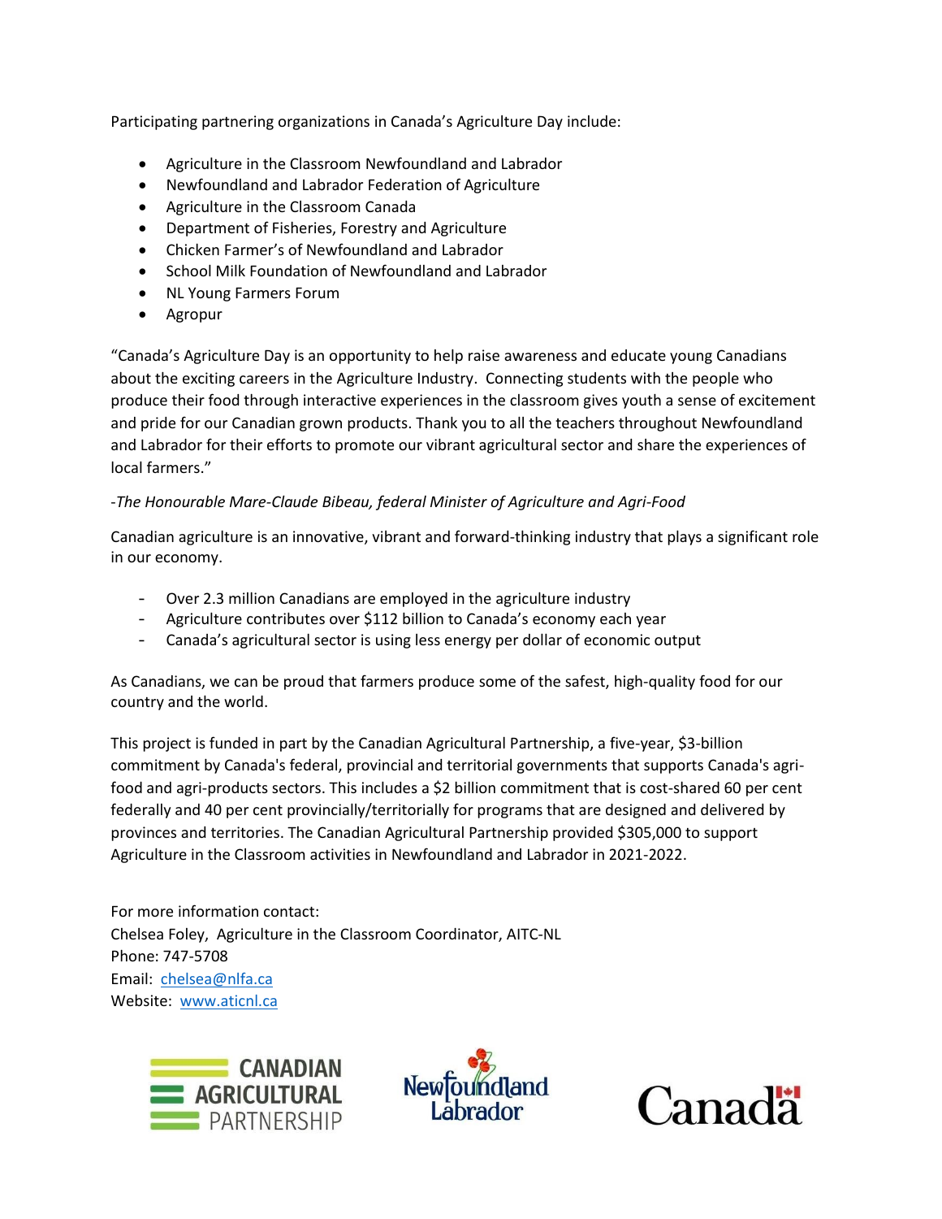Participating partnering organizations in Canada's Agriculture Day include:

- Agriculture in the Classroom Newfoundland and Labrador
- Newfoundland and Labrador Federation of Agriculture
- Agriculture in the Classroom Canada
- Department of Fisheries, Forestry and Agriculture
- Chicken Farmer's of Newfoundland and Labrador
- School Milk Foundation of Newfoundland and Labrador
- NL Young Farmers Forum
- Agropur

"Canada's Agriculture Day is an opportunity to help raise awareness and educate young Canadians about the exciting careers in the Agriculture Industry. Connecting students with the people who produce their food through interactive experiences in the classroom gives youth a sense of excitement and pride for our Canadian grown products. Thank you to all the teachers throughout Newfoundland and Labrador for their efforts to promote our vibrant agricultural sector and share the experiences of local farmers."

*-The Honourable Mare-Claude Bibeau, federal Minister of Agriculture and Agri-Food*

Canadian agriculture is an innovative, vibrant and forward-thinking industry that plays a significant role in our economy.

- Over 2.3 million Canadians are employed in the agriculture industry
- Agriculture contributes over $112 billion to Canada's economy each year
- Canada's agricultural sector is using less energy per dollar of economic output

As Canadians, we can be proud that farmers produce some of the safest, high-quality food for our country and the world.

This project is funded in part by the Canadian Agricultural Partnership, a five-year, $3-billion commitment by Canada's federal, provincial and territorial governments that supports Canada's agri-food and agri-products sectors. This includes a $2 billion commitment that is cost-shared 60 per cent federally and 40 per cent provincially/territorially for programs that are designed and delivered by provinces and territories. The Canadian Agricultural Partnership provided $305,000 to support Agriculture in the Classroom activities in Newfoundland and Labrador in 2021-2022.

For more information contact:
Chelsea Foley, Agriculture in the Classroom Coordinator, AITC-NL
Phone: 747-5708
Email: chelsea@nlfa.ca
Website: www.aticnl.ca

CANADIAN AGRICULTURAL PARTNERSHIP

Newfoundland Labrador

Canada